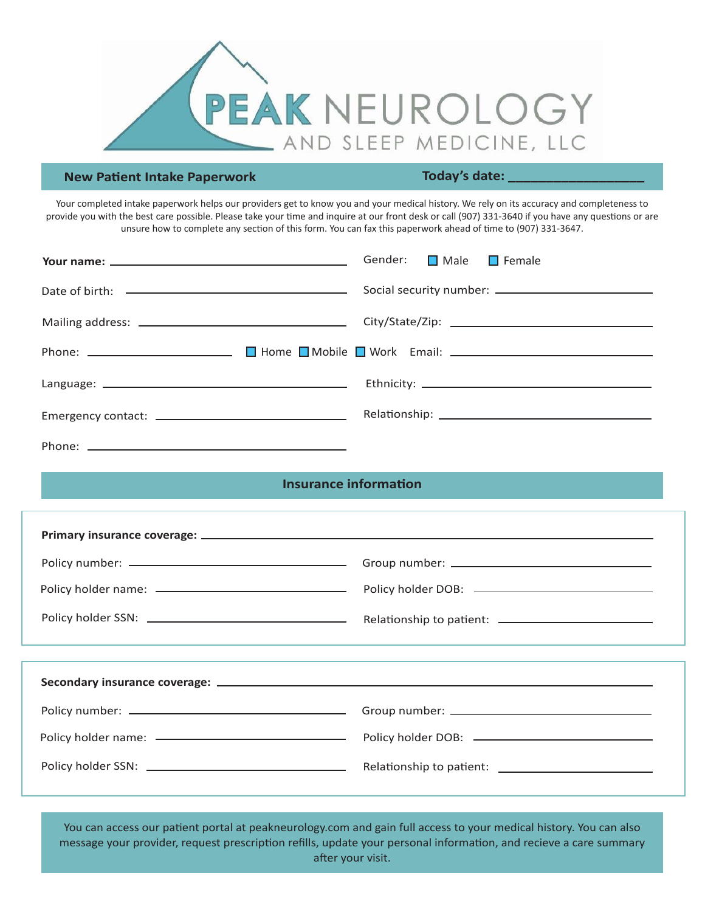# PEAK NEUROLOGY AND SLEEP MEDICINE, LLC

**New Patient Intake Paperwork** **Today's date: ___________________**

Your completed intake paperwork helps our providers get to know you and your medical history. We rely on its accuracy and completeness to provide you with the best care possible. Please take your time and inquire at our front desk or call (907) 331-3640 if you have any questions or are unsure how to complete any section of this form. You can fax this paperwork ahead of time to (907) 331-3647.

**Your name:** ______________________________ Gender: ☐ Male ☐ Female

Date of birth: ______________________________ Social security number: ______________________________

Mailing address: ______________________________ City/State/Zip: ______________________________

Phone: ____________________ ☐ Home ☐ Mobile ☐ Work Email: ______________________________

Language: ______________________________ Ethnicity: ______________________________

Emergency contact: ______________________________ Relationship: ______________________________

Phone: ______________________________

## Insurance information

**Primary insurance coverage:** ______________________________

Policy number: ______________________________ Group number: ______________________________

Policy holder name: ______________________________ Policy holder DOB: ______________________________

Policy holder SSN: ______________________________ Relationship to patient: ______________________________

**Secondary insurance coverage:** ______________________________

Policy number: ______________________________ Group number: ______________________________

Policy holder name: ______________________________ Policy holder DOB: ______________________________

Policy holder SSN: ______________________________ Relationship to patient: ______________________________

You can access our patient portal at peakneurology.com and gain full access to your medical history. You can also message your provider, request prescription refills, update your personal information, and recieve a care summary after your visit.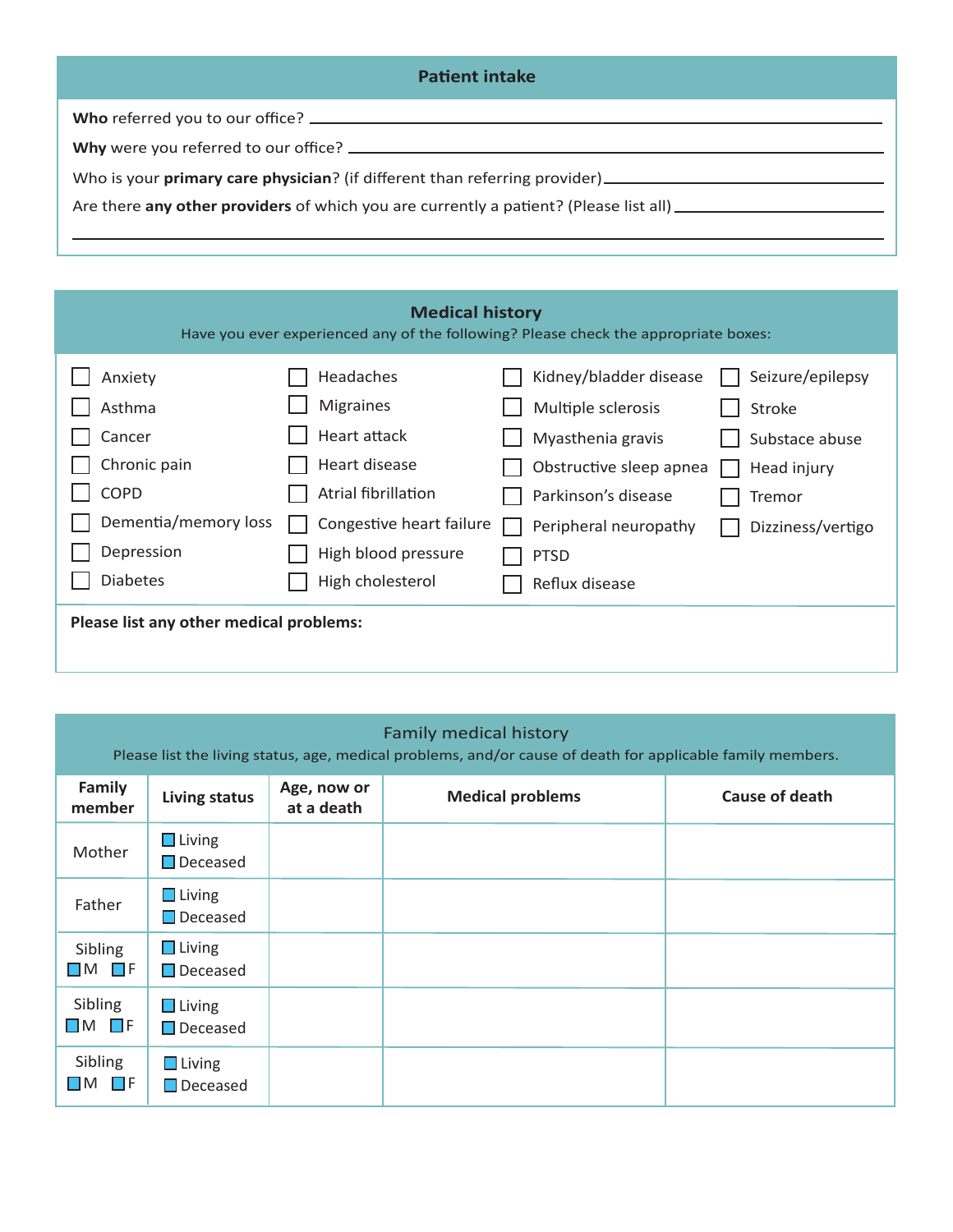## Patient intake

**Who** referred you to our office? ______________________________

**Why** were you referred to our office? ______________________________

Who is your **primary care physician**? (if different than referring provider) ______________________________

Are there **any other providers** of which you are currently a patient? (Please list all) ______________________________

______________________________

## Medical history

Have you ever experienced any of the following? Please check the appropriate boxes:

- ☐ Anxiety
- ☐ Asthma
- ☐ Cancer
- ☐ Chronic pain
- ☐ COPD
- ☐ Dementia/memory loss
- ☐ Depression
- ☐ Diabetes
- ☐ Headaches
- ☐ Migraines
- ☐ Heart attack
- ☐ Heart disease
- ☐ Atrial fibrillation
- ☐ Congestive heart failure
- ☐ High blood pressure
- ☐ High cholesterol
- ☐ Kidney/bladder disease
- ☐ Multiple sclerosis
- ☐ Myasthenia gravis
- ☐ Obstructive sleep apnea
- ☐ Parkinson's disease
- ☐ Peripheral neuropathy
- ☐ PTSD
- ☐ Reflux disease
- ☐ Seizure/epilepsy
- ☐ Stroke
- ☐ Substace abuse
- ☐ Head injury
- ☐ Tremor
- ☐ Dizziness/vertigo

**Please list any other medical problems:**

## Family medical history

Please list the living status, age, medical problems, and/or cause of death for applicable family members.

| Family member | Living status | Age, now or at a death | Medical problems | Cause of death |
|---|---|---|---|---|
| Mother | ☐ Living ☐ Deceased | | | |
| Father | ☐ Living ☐ Deceased | | | |
| Sibling ☐ M ☐ F | ☐ Living ☐ Deceased | | | |
| Sibling ☐ M ☐ F | ☐ Living ☐ Deceased | | | |
| Sibling ☐ M ☐ F | ☐ Living ☐ Deceased | | | |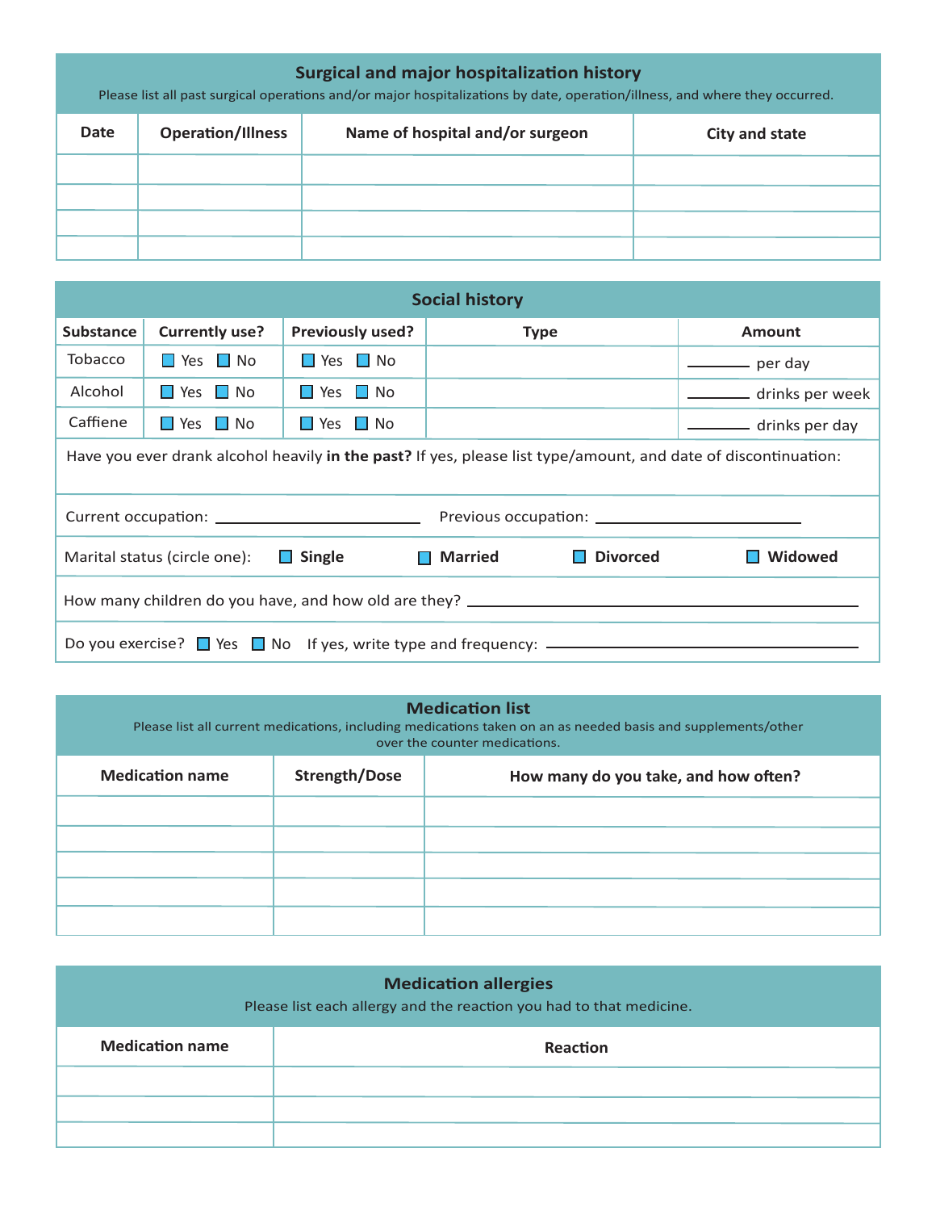## Surgical and major hospitalization history

Please list all past surgical operations and/or major hospitalizations by date, operation/illness, and where they occurred.

| Date | Operation/Illness | Name of hospital and/or surgeon | City and state |
|---|---|---|---|
| | | | |
| | | | |
| | | | |
| | | | |

## Social history

| Substance | Currently use? | Previously used? | Type | Amount |
|---|---|---|---|---|
| Tobacco | ☐ Yes ☐ No | ☐ Yes ☐ No | | ______ per day |
| Alcohol | ☐ Yes ☐ No | ☐ Yes ☐ No | | ______ drinks per week |
| Caffiene | ☐ Yes ☐ No | ☐ Yes ☐ No | | ______ drinks per day |

Have you ever drank alcohol heavily **in the past?** If yes, please list type/amount, and date of discontinuation:

Current occupation: ____________________ Previous occupation: ____________________

Marital status (circle one): ☐ **Single** ☐ **Married** ☐ **Divorced** ☐ **Widowed**

How many children do you have, and how old are they? ____________________

Do you exercise? ☐ Yes ☐ No If yes, write type and frequency: ____________________

## Medication list

Please list all current medications, including medications taken on an as needed basis and supplements/other over the counter medications.

| Medication name | Strength/Dose | How many do you take, and how often? |
|---|---|---|
| | | |
| | | |
| | | |
| | | |
| | | |

## Medication allergies

Please list each allergy and the reaction you had to that medicine.

| Medication name | Reaction |
|---|---|
| | |
| | |
| | |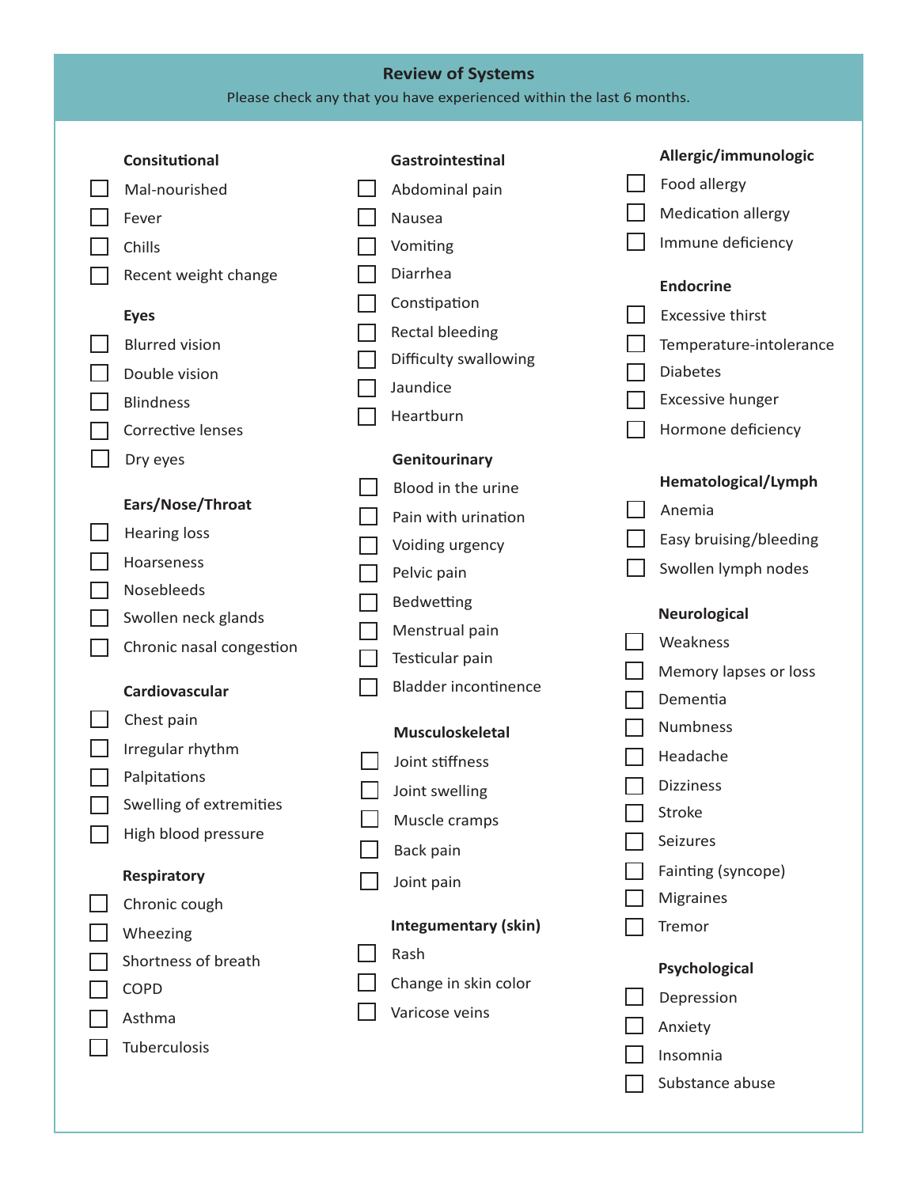## Review of Systems

Please check any that you have experienced within the last 6 months.

### Consitutional

- ☐ Mal-nourished
- ☐ Fever
- ☐ Chills
- ☐ Recent weight change

### Eyes

- ☐ Blurred vision
- ☐ Double vision
- ☐ Blindness
- ☐ Corrective lenses
- ☐ Dry eyes

### Ears/Nose/Throat

- ☐ Hearing loss
- ☐ Hoarseness
- ☐ Nosebleeds
- ☐ Swollen neck glands
- ☐ Chronic nasal congestion

### Cardiovascular

- ☐ Chest pain
- ☐ Irregular rhythm
- ☐ Palpitations
- ☐ Swelling of extremities
- ☐ High blood pressure

### Respiratory

- ☐ Chronic cough
- ☐ Wheezing
- ☐ Shortness of breath
- ☐ COPD
- ☐ Asthma
- ☐ Tuberculosis

### Gastrointestinal

- ☐ Abdominal pain
- ☐ Nausea
- ☐ Vomiting
- ☐ Diarrhea
- ☐ Constipation
- ☐ Rectal bleeding
- ☐ Difficulty swallowing
- ☐ Jaundice
- ☐ Heartburn

### Genitourinary

- ☐ Blood in the urine
- ☐ Pain with urination
- ☐ Voiding urgency
- ☐ Pelvic pain
- ☐ Bedwetting
- ☐ Menstrual pain
- ☐ Testicular pain
- ☐ Bladder incontinence

### Musculoskeletal

- ☐ Joint stiffness
- ☐ Joint swelling
- ☐ Muscle cramps
- ☐ Back pain
- ☐ Joint pain

### Integumentary (skin)

- ☐ Rash
- ☐ Change in skin color
- ☐ Varicose veins

### Allergic/immunologic

- ☐ Food allergy
- ☐ Medication allergy
- ☐ Immune deficiency

### Endocrine

- ☐ Excessive thirst
- ☐ Temperature-intolerance
- ☐ Diabetes
- ☐ Excessive hunger
- ☐ Hormone deficiency

### Hematological/Lymph

- ☐ Anemia
- ☐ Easy bruising/bleeding
- ☐ Swollen lymph nodes

### Neurological

- ☐ Weakness
- ☐ Memory lapses or loss
- ☐ Dementia
- ☐ Numbness
- ☐ Headache
- ☐ Dizziness
- ☐ Stroke
- ☐ Seizures
- ☐ Fainting (syncope)
- ☐ Migraines
- ☐ Tremor

### Psychological

- ☐ Depression
- ☐ Anxiety
- ☐ Insomnia
- ☐ Substance abuse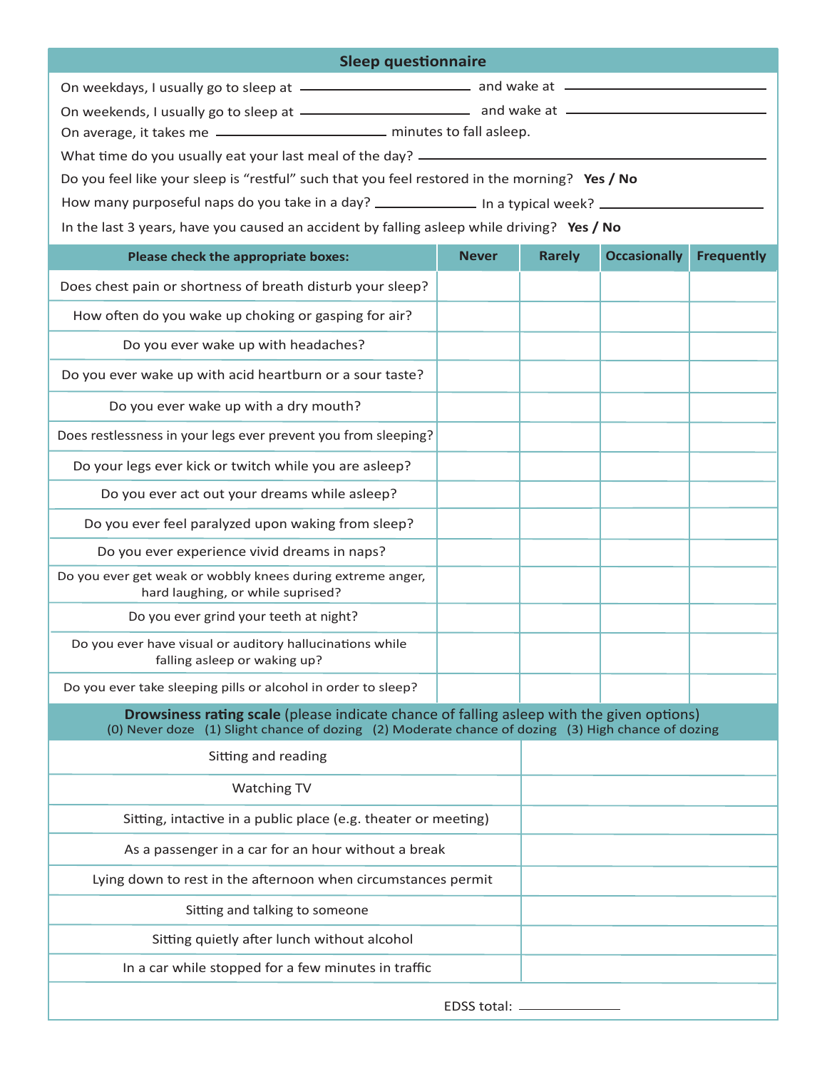## Sleep questionnaire

On weekdays, I usually go to sleep at ____________________ and wake at ____________________

On weekends, I usually go to sleep at ____________________ and wake at ____________________

On average, it takes me ____________________ minutes to fall asleep.

What time do you usually eat your last meal of the day? ____________________

Do you feel like your sleep is "restful" such that you feel restored in the morning? **Yes / No**

How many purposeful naps do you take in a day? ______________ In a typical week? ______________

In the last 3 years, have you caused an accident by falling asleep while driving? **Yes / No**

| **Please check the appropriate boxes:** | **Never** | **Rarely** | **Occasionally** | **Frequently** |
|---|---|---|---|---|
| Does chest pain or shortness of breath disturb your sleep? | | | | |
| How often do you wake up choking or gasping for air? | | | | |
| Do you ever wake up with headaches? | | | | |
| Do you ever wake up with acid heartburn or a sour taste? | | | | |
| Do you ever wake up with a dry mouth? | | | | |
| Does restlessness in your legs ever prevent you from sleeping? | | | | |
| Do your legs ever kick or twitch while you are asleep? | | | | |
| Do you ever act out your dreams while asleep? | | | | |
| Do you ever feel paralyzed upon waking from sleep? | | | | |
| Do you ever experience vivid dreams in naps? | | | | |
| Do you ever get weak or wobbly knees during extreme anger, hard laughing, or while suprised? | | | | |
| Do you ever grind your teeth at night? | | | | |
| Do you ever have visual or auditory hallucinations while falling asleep or waking up? | | | | |
| Do you ever take sleeping pills or alcohol in order to sleep? | | | | |

**Drowsiness rating scale** (please indicate chance of falling asleep with the given options)
(0) Never doze (1) Slight chance of dozing (2) Moderate chance of dozing (3) High chance of dozing

| | |
|---|---|
| Sitting and reading | |
| Watching TV | |
| Sitting, intactive in a public place (e.g. theater or meeting) | |
| As a passenger in a car for an hour without a break | |
| Lying down to rest in the afternoon when circumstances permit | |
| Sitting and talking to someone | |
| Sitting quietly after lunch without alcohol | |
| In a car while stopped for a few minutes in traffic | |

EDSS total: ______________